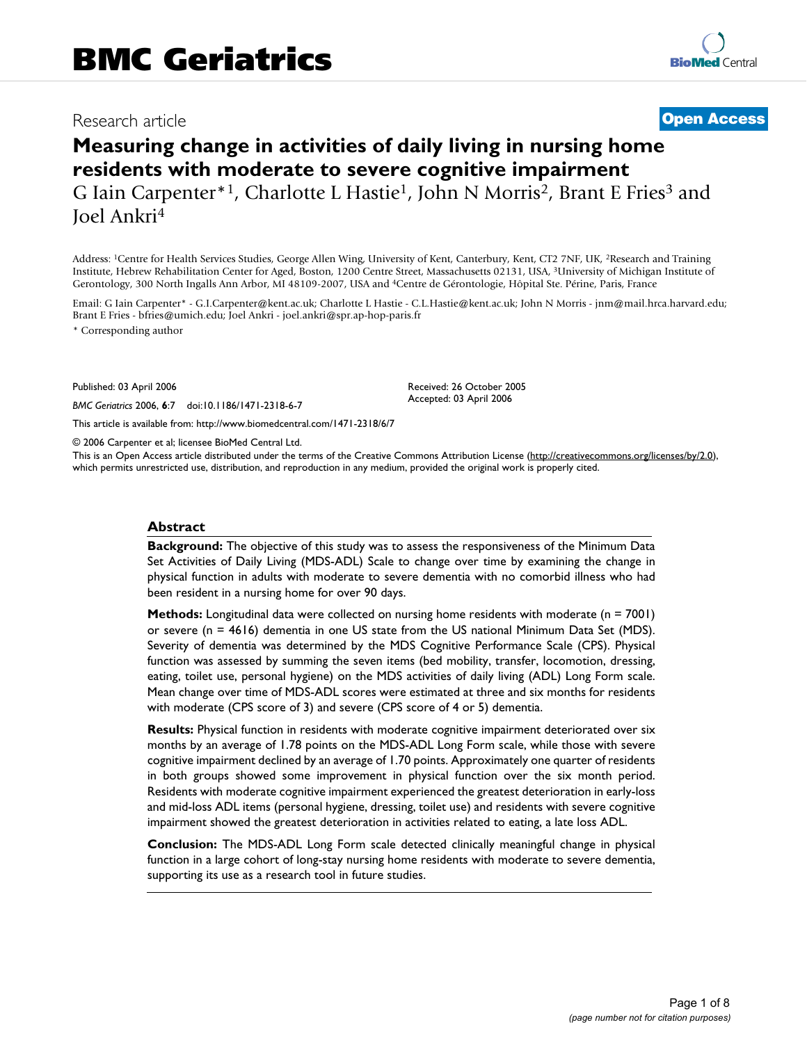BMC Geriatrics

Research article

**Open Access**

# Measuring change in activities of daily living in nursing home residents with moderate to severe cognitive impairment

G Iain Carpenter*[1], Charlotte L Hastie[1], John N Morris[2], Brant E Fries[3] and Joel Ankri[4]

Address: [1]Centre for Health Services Studies, George Allen Wing, University of Kent, Canterbury, Kent, CT2 7NF, UK, [2]Research and Training Institute, Hebrew Rehabilitation Center for Aged, Boston, 1200 Centre Street, Massachusetts 02131, USA, [3]University of Michigan Institute of Gerontology, 300 North Ingalls Ann Arbor, MI 48109-2007, USA and [4]Centre de Gérontologie, Hôpital Ste. Périne, Paris, France

Email: G Iain Carpenter* - G.I.Carpenter@kent.ac.uk; Charlotte L Hastie - C.L.Hastie@kent.ac.uk; John N Morris - jnm@mail.hrca.harvard.edu; Brant E Fries - bfries@umich.edu; Joel Ankri - joel.ankri@spr.ap-hop-paris.fr

* Corresponding author

Published: 03 April 2006

*BMC Geriatrics* 2006, **6**:7 doi:10.1186/1471-2318-6-7

Received: 26 October 2005
Accepted: 03 April 2006

This article is available from: http://www.biomedcentral.com/1471-2318/6/7

© 2006 Carpenter et al; licensee BioMed Central Ltd.

This is an Open Access article distributed under the terms of the Creative Commons Attribution License (http://creativecommons.org/licenses/by/2.0), which permits unrestricted use, distribution, and reproduction in any medium, provided the original work is properly cited.

## Abstract

**Background:** The objective of this study was to assess the responsiveness of the Minimum Data Set Activities of Daily Living (MDS-ADL) Scale to change over time by examining the change in physical function in adults with moderate to severe dementia with no comorbid illness who had been resident in a nursing home for over 90 days.

**Methods:** Longitudinal data were collected on nursing home residents with moderate (n = 7001) or severe (n = 4616) dementia in one US state from the US national Minimum Data Set (MDS). Severity of dementia was determined by the MDS Cognitive Performance Scale (CPS). Physical function was assessed by summing the seven items (bed mobility, transfer, locomotion, dressing, eating, toilet use, personal hygiene) on the MDS activities of daily living (ADL) Long Form scale. Mean change over time of MDS-ADL scores were estimated at three and six months for residents with moderate (CPS score of 3) and severe (CPS score of 4 or 5) dementia.

**Results:** Physical function in residents with moderate cognitive impairment deteriorated over six months by an average of 1.78 points on the MDS-ADL Long Form scale, while those with severe cognitive impairment declined by an average of 1.70 points. Approximately one quarter of residents in both groups showed some improvement in physical function over the six month period. Residents with moderate cognitive impairment experienced the greatest deterioration in early-loss and mid-loss ADL items (personal hygiene, dressing, toilet use) and residents with severe cognitive impairment showed the greatest deterioration in activities related to eating, a late loss ADL.

**Conclusion:** The MDS-ADL Long Form scale detected clinically meaningful change in physical function in a large cohort of long-stay nursing home residents with moderate to severe dementia, supporting its use as a research tool in future studies.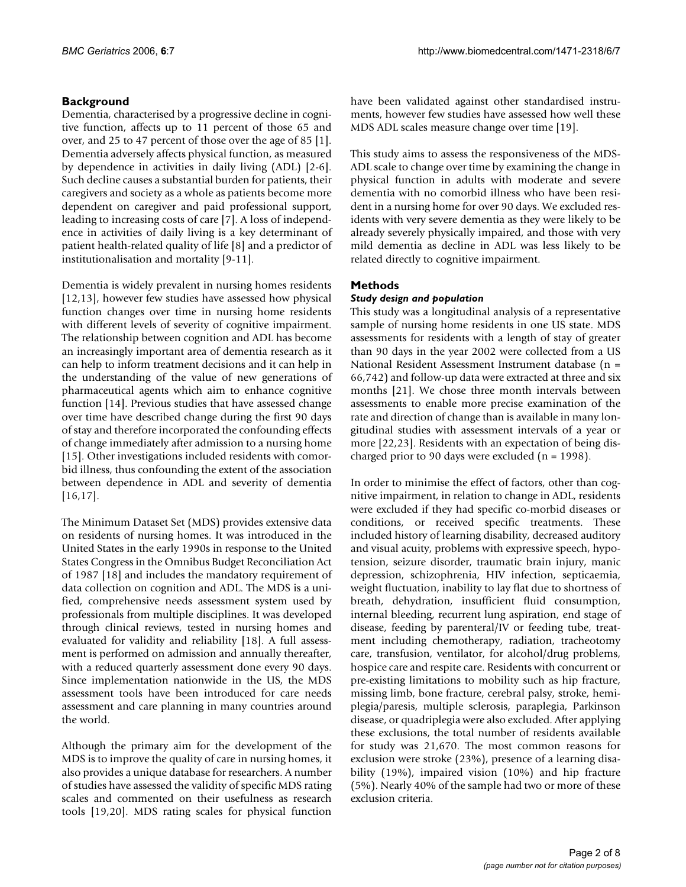## Background

Dementia, characterised by a progressive decline in cognitive function, affects up to 11 percent of those 65 and over, and 25 to 47 percent of those over the age of 85 [1]. Dementia adversely affects physical function, as measured by dependence in activities in daily living (ADL) [2-6]. Such decline causes a substantial burden for patients, their caregivers and society as a whole as patients become more dependent on caregiver and paid professional support, leading to increasing costs of care [7]. A loss of independence in activities of daily living is a key determinant of patient health-related quality of life [8] and a predictor of institutionalisation and mortality [9-11].

Dementia is widely prevalent in nursing homes residents [12,13], however few studies have assessed how physical function changes over time in nursing home residents with different levels of severity of cognitive impairment. The relationship between cognition and ADL has become an increasingly important area of dementia research as it can help to inform treatment decisions and it can help in the understanding of the value of new generations of pharmaceutical agents which aim to enhance cognitive function [14]. Previous studies that have assessed change over time have described change during the first 90 days of stay and therefore incorporated the confounding effects of change immediately after admission to a nursing home [15]. Other investigations included residents with comorbid illness, thus confounding the extent of the association between dependence in ADL and severity of dementia [16,17].

The Minimum Dataset Set (MDS) provides extensive data on residents of nursing homes. It was introduced in the United States in the early 1990s in response to the United States Congress in the Omnibus Budget Reconciliation Act of 1987 [18] and includes the mandatory requirement of data collection on cognition and ADL. The MDS is a unified, comprehensive needs assessment system used by professionals from multiple disciplines. It was developed through clinical reviews, tested in nursing homes and evaluated for validity and reliability [18]. A full assessment is performed on admission and annually thereafter, with a reduced quarterly assessment done every 90 days. Since implementation nationwide in the US, the MDS assessment tools have been introduced for care needs assessment and care planning in many countries around the world.

Although the primary aim for the development of the MDS is to improve the quality of care in nursing homes, it also provides a unique database for researchers. A number of studies have assessed the validity of specific MDS rating scales and commented on their usefulness as research tools [19,20]. MDS rating scales for physical function have been validated against other standardised instruments, however few studies have assessed how well these MDS ADL scales measure change over time [19].

This study aims to assess the responsiveness of the MDS-ADL scale to change over time by examining the change in physical function in adults with moderate and severe dementia with no comorbid illness who have been resident in a nursing home for over 90 days. We excluded residents with very severe dementia as they were likely to be already severely physically impaired, and those with very mild dementia as decline in ADL was less likely to be related directly to cognitive impairment.

## Methods

### *Study design and population*

This study was a longitudinal analysis of a representative sample of nursing home residents in one US state. MDS assessments for residents with a length of stay of greater than 90 days in the year 2002 were collected from a US National Resident Assessment Instrument database (n = 66,742) and follow-up data were extracted at three and six months [21]. We chose three month intervals between assessments to enable more precise examination of the rate and direction of change than is available in many longitudinal studies with assessment intervals of a year or more [22,23]. Residents with an expectation of being discharged prior to 90 days were excluded (n = 1998).

In order to minimise the effect of factors, other than cognitive impairment, in relation to change in ADL, residents were excluded if they had specific co-morbid diseases or conditions, or received specific treatments. These included history of learning disability, decreased auditory and visual acuity, problems with expressive speech, hypotension, seizure disorder, traumatic brain injury, manic depression, schizophrenia, HIV infection, septicaemia, weight fluctuation, inability to lay flat due to shortness of breath, dehydration, insufficient fluid consumption, internal bleeding, recurrent lung aspiration, end stage of disease, feeding by parenteral/IV or feeding tube, treatment including chemotherapy, radiation, tracheotomy care, transfusion, ventilator, for alcohol/drug problems, hospice care and respite care. Residents with concurrent or pre-existing limitations to mobility such as hip fracture, missing limb, bone fracture, cerebral palsy, stroke, hemiplegia/paresis, multiple sclerosis, paraplegia, Parkinson disease, or quadriplegia were also excluded. After applying these exclusions, the total number of residents available for study was 21,670. The most common reasons for exclusion were stroke (23%), presence of a learning disability (19%), impaired vision (10%) and hip fracture (5%). Nearly 40% of the sample had two or more of these exclusion criteria.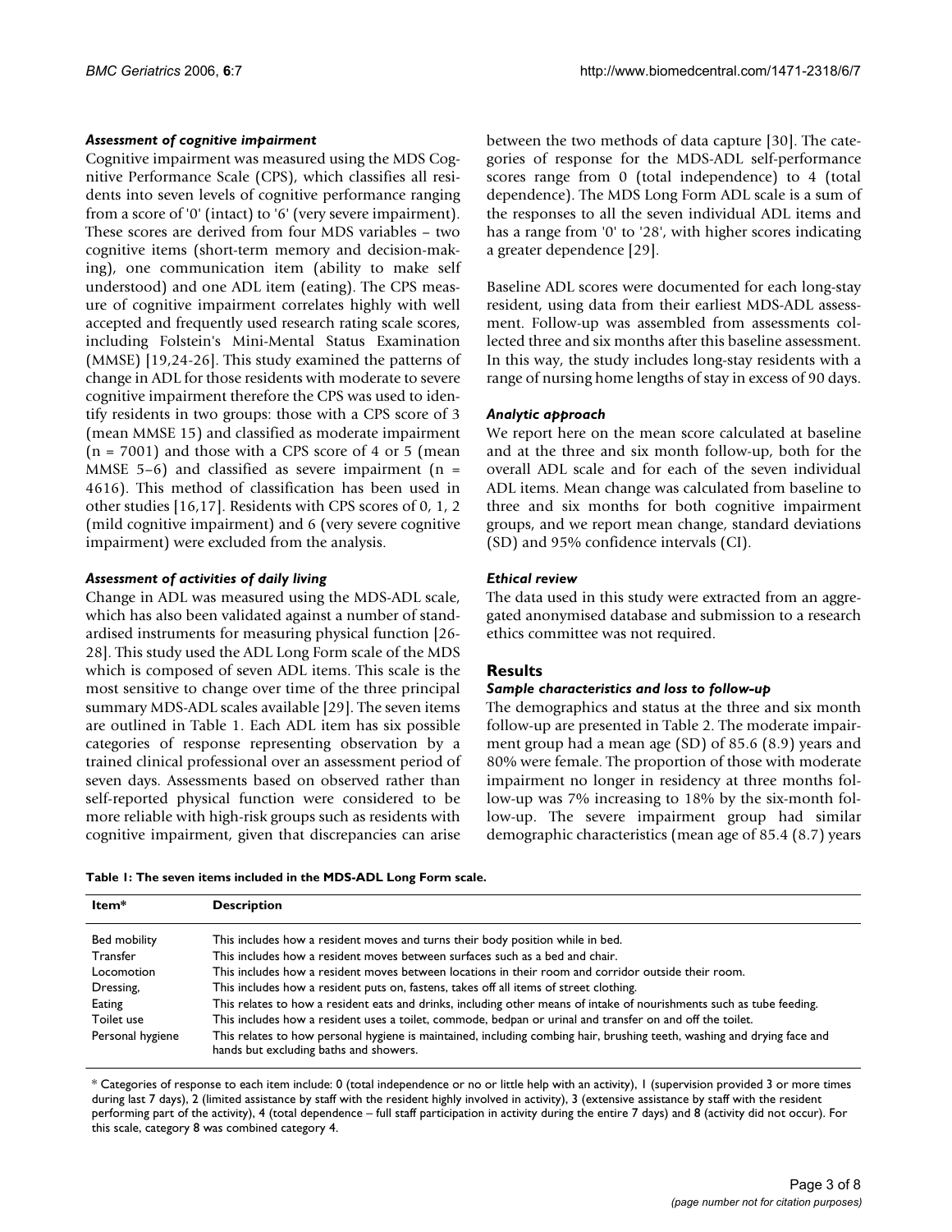### Assessment of cognitive impairment

Cognitive impairment was measured using the MDS Cognitive Performance Scale (CPS), which classifies all residents into seven levels of cognitive performance ranging from a score of '0' (intact) to '6' (very severe impairment). These scores are derived from four MDS variables – two cognitive items (short-term memory and decision-making), one communication item (ability to make self understood) and one ADL item (eating). The CPS measure of cognitive impairment correlates highly with well accepted and frequently used research rating scale scores, including Folstein's Mini-Mental Status Examination (MMSE) [19,24-26]. This study examined the patterns of change in ADL for those residents with moderate to severe cognitive impairment therefore the CPS was used to identify residents in two groups: those with a CPS score of 3 (mean MMSE 15) and classified as moderate impairment (n = 7001) and those with a CPS score of 4 or 5 (mean MMSE 5–6) and classified as severe impairment (n = 4616). This method of classification has been used in other studies [16,17]. Residents with CPS scores of 0, 1, 2 (mild cognitive impairment) and 6 (very severe cognitive impairment) were excluded from the analysis.

### Assessment of activities of daily living

Change in ADL was measured using the MDS-ADL scale, which has also been validated against a number of standardised instruments for measuring physical function [26-28]. This study used the ADL Long Form scale of the MDS which is composed of seven ADL items. This scale is the most sensitive to change over time of the three principal summary MDS-ADL scales available [29]. The seven items are outlined in Table 1. Each ADL item has six possible categories of response representing observation by a trained clinical professional over an assessment period of seven days. Assessments based on observed rather than self-reported physical function were considered to be more reliable with high-risk groups such as residents with cognitive impairment, given that discrepancies can arise between the two methods of data capture [30]. The categories of response for the MDS-ADL self-performance scores range from 0 (total independence) to 4 (total dependence). The MDS Long Form ADL scale is a sum of the responses to all the seven individual ADL items and has a range from '0' to '28', with higher scores indicating a greater dependence [29].

Baseline ADL scores were documented for each long-stay resident, using data from their earliest MDS-ADL assessment. Follow-up was assembled from assessments collected three and six months after this baseline assessment. In this way, the study includes long-stay residents with a range of nursing home lengths of stay in excess of 90 days.

### Analytic approach

We report here on the mean score calculated at baseline and at the three and six month follow-up, both for the overall ADL scale and for each of the seven individual ADL items. Mean change was calculated from baseline to three and six months for both cognitive impairment groups, and we report mean change, standard deviations (SD) and 95% confidence intervals (CI).

### Ethical review

The data used in this study were extracted from an aggregated anonymised database and submission to a research ethics committee was not required.

## Results

### Sample characteristics and loss to follow-up

The demographics and status at the three and six month follow-up are presented in Table 2. The moderate impairment group had a mean age (SD) of 85.6 (8.9) years and 80% were female. The proportion of those with moderate impairment no longer in residency at three months follow-up was 7% increasing to 18% by the six-month follow-up. The severe impairment group had similar demographic characteristics (mean age of 85.4 (8.7) years

**Table 1: The seven items included in the MDS-ADL Long Form scale.**

| Item* | Description |
|---|---|
| Bed mobility | This includes how a resident moves and turns their body position while in bed. |
| Transfer | This includes how a resident moves between surfaces such as a bed and chair. |
| Locomotion | This includes how a resident moves between locations in their room and corridor outside their room. |
| Dressing, | This includes how a resident puts on, fastens, takes off all items of street clothing. |
| Eating | This relates to how a resident eats and drinks, including other means of intake of nourishments such as tube feeding. |
| Toilet use | This includes how a resident uses a toilet, commode, bedpan or urinal and transfer on and off the toilet. |
| Personal hygiene | This relates to how personal hygiene is maintained, including combing hair, brushing teeth, washing and drying face and hands but excluding baths and showers. |

\* Categories of response to each item include: 0 (total independence or no or little help with an activity), 1 (supervision provided 3 or more times during last 7 days), 2 (limited assistance by staff with the resident highly involved in activity), 3 (extensive assistance by staff with the resident performing part of the activity), 4 (total dependence – full staff participation in activity during the entire 7 days) and 8 (activity did not occur). For this scale, category 8 was combined category 4.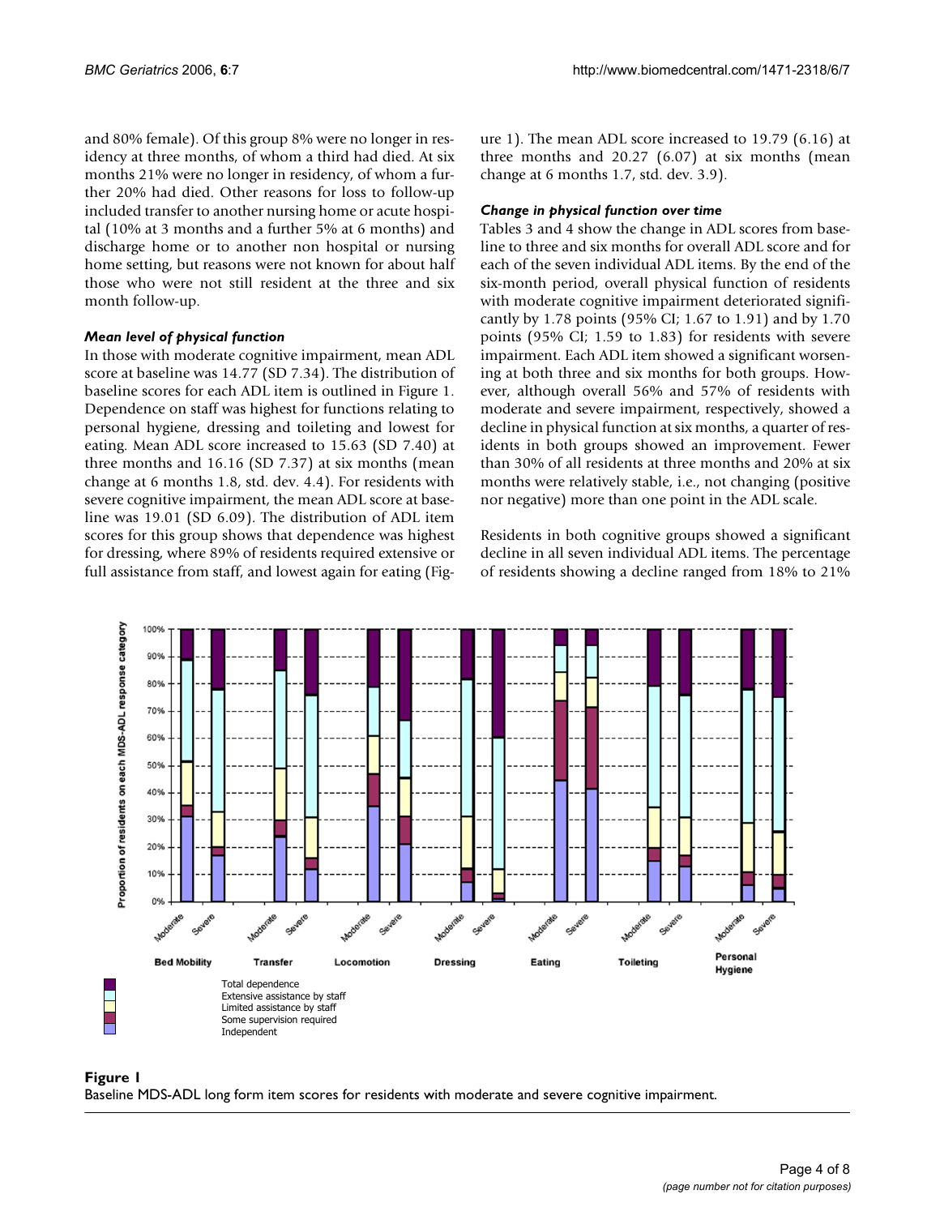and 80% female). Of this group 8% were no longer in residency at three months, of whom a third had died. At six months 21% were no longer in residency, of whom a further 20% had died. Other reasons for loss to follow-up included transfer to another nursing home or acute hospital (10% at 3 months and a further 5% at 6 months) and discharge home or to another non hospital or nursing home setting, but reasons were not known for about half those who were not still resident at the three and six month follow-up.

### *Mean level of physical function*

In those with moderate cognitive impairment, mean ADL score at baseline was 14.77 (SD 7.34). The distribution of baseline scores for each ADL item is outlined in Figure 1. Dependence on staff was highest for functions relating to personal hygiene, dressing and toileting and lowest for eating. Mean ADL score increased to 15.63 (SD 7.40) at three months and 16.16 (SD 7.37) at six months (mean change at 6 months 1.8, std. dev. 4.4). For residents with severe cognitive impairment, the mean ADL score at baseline was 19.01 (SD 6.09). The distribution of ADL item scores for this group shows that dependence was highest for dressing, where 89% of residents required extensive or full assistance from staff, and lowest again for eating (Figure 1). The mean ADL score increased to 19.79 (6.16) at three months and 20.27 (6.07) at six months (mean change at 6 months 1.7, std. dev. 3.9).

### *Change in physical function over time*

Tables 3 and 4 show the change in ADL scores from baseline to three and six months for overall ADL score and for each of the seven individual ADL items. By the end of the six-month period, overall physical function of residents with moderate cognitive impairment deteriorated significantly by 1.78 points (95% CI; 1.67 to 1.91) and by 1.70 points (95% CI; 1.59 to 1.83) for residents with severe impairment. Each ADL item showed a significant worsening at both three and six months for both groups. However, although overall 56% and 57% of residents with moderate and severe impairment, respectively, showed a decline in physical function at six months, a quarter of residents in both groups showed an improvement. Fewer than 30% of all residents at three months and 20% at six months were relatively stable, i.e., not changing (positive nor negative) more than one point in the ADL scale.

Residents in both cognitive groups showed a significant decline in all seven individual ADL items. The percentage of residents showing a decline ranged from 18% to 21%

**Figure 1**
Baseline MDS-ADL long form item scores for residents with moderate and severe cognitive impairment.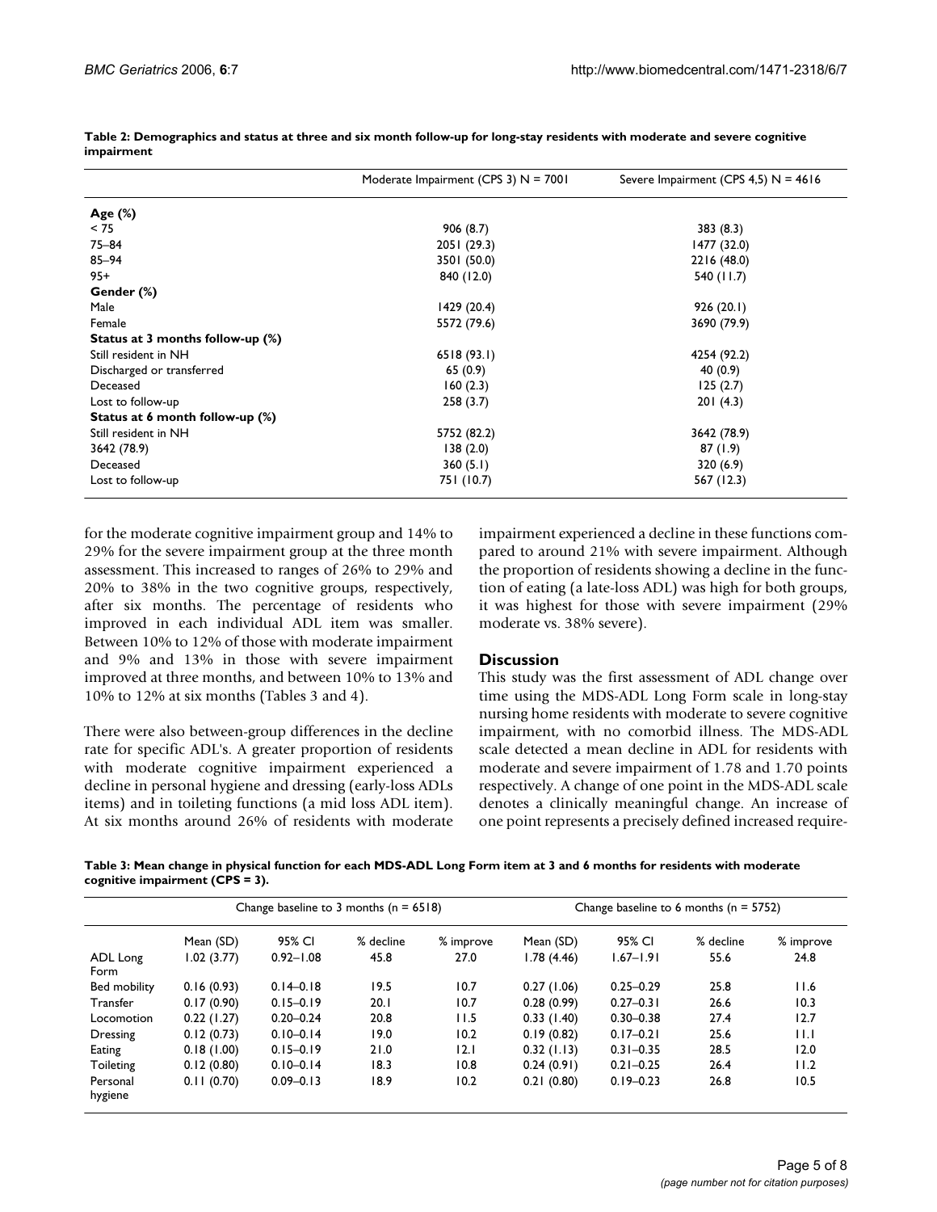**Table 2: Demographics and status at three and six month follow-up for long-stay residents with moderate and severe cognitive impairment**

| | Moderate Impairment (CPS 3) N = 7001 | Severe Impairment (CPS 4,5) N = 4616 |
|---|---|---|
| **Age (%)** | | |
| < 75 | 906 (8.7) | 383 (8.3) |
| 75–84 | 2051 (29.3) | 1477 (32.0) |
| 85–94 | 3501 (50.0) | 2216 (48.0) |
| 95+ | 840 (12.0) | 540 (11.7) |
| **Gender (%)** | | |
| Male | 1429 (20.4) | 926 (20.1) |
| Female | 5572 (79.6) | 3690 (79.9) |
| **Status at 3 months follow-up (%)** | | |
| Still resident in NH | 6518 (93.1) | 4254 (92.2) |
| Discharged or transferred | 65 (0.9) | 40 (0.9) |
| Deceased | 160 (2.3) | 125 (2.7) |
| Lost to follow-up | 258 (3.7) | 201 (4.3) |
| **Status at 6 month follow-up (%)** | | |
| Still resident in NH | 5752 (82.2) | 3642 (78.9) |
| 3642 (78.9) | 138 (2.0) | 87 (1.9) |
| Deceased | 360 (5.1) | 320 (6.9) |
| Lost to follow-up | 751 (10.7) | 567 (12.3) |

for the moderate cognitive impairment group and 14% to 29% for the severe impairment group at the three month assessment. This increased to ranges of 26% to 29% and 20% to 38% in the two cognitive groups, respectively, after six months. The percentage of residents who improved in each individual ADL item was smaller. Between 10% to 12% of those with moderate impairment and 9% and 13% in those with severe impairment improved at three months, and between 10% to 13% and 10% to 12% at six months (Tables 3 and 4).

There were also between-group differences in the decline rate for specific ADL's. A greater proportion of residents with moderate cognitive impairment experienced a decline in personal hygiene and dressing (early-loss ADLs items) and in toileting functions (a mid loss ADL item). At six months around 26% of residents with moderate impairment experienced a decline in these functions compared to around 21% with severe impairment. Although the proportion of residents showing a decline in the function of eating (a late-loss ADL) was high for both groups, it was highest for those with severe impairment (29% moderate vs. 38% severe).

## Discussion

This study was the first assessment of ADL change over time using the MDS-ADL Long Form scale in long-stay nursing home residents with moderate to severe cognitive impairment, with no comorbid illness. The MDS-ADL scale detected a mean decline in ADL for residents with moderate and severe impairment of 1.78 and 1.70 points respectively. A change of one point in the MDS-ADL scale denotes a clinically meaningful change. An increase of one point represents a precisely defined increased require-

**Table 3: Mean change in physical function for each MDS-ADL Long Form item at 3 and 6 months for residents with moderate cognitive impairment (CPS = 3).**

| | Change baseline to 3 months (n = 6518) | | | | Change baseline to 6 months (n = 5752) | | | |
|---|---|---|---|---|---|---|---|---|
| | Mean (SD) | 95% CI | % decline | % improve | Mean (SD) | 95% CI | % decline | % improve |
| ADL Long Form | 1.02 (3.77) | 0.92–1.08 | 45.8 | 27.0 | 1.78 (4.46) | 1.67–1.91 | 55.6 | 24.8 |
| Bed mobility | 0.16 (0.93) | 0.14–0.18 | 19.5 | 10.7 | 0.27 (1.06) | 0.25–0.29 | 25.8 | 11.6 |
| Transfer | 0.17 (0.90) | 0.15–0.19 | 20.1 | 10.7 | 0.28 (0.99) | 0.27–0.31 | 26.6 | 10.3 |
| Locomotion | 0.22 (1.27) | 0.20–0.24 | 20.8 | 11.5 | 0.33 (1.40) | 0.30–0.38 | 27.4 | 12.7 |
| Dressing | 0.12 (0.73) | 0.10–0.14 | 19.0 | 10.2 | 0.19 (0.82) | 0.17–0.21 | 25.6 | 11.1 |
| Eating | 0.18 (1.00) | 0.15–0.19 | 21.0 | 12.1 | 0.32 (1.13) | 0.31–0.35 | 28.5 | 12.0 |
| Toileting | 0.12 (0.80) | 0.10–0.14 | 18.3 | 10.8 | 0.24 (0.91) | 0.21–0.25 | 26.4 | 11.2 |
| Personal hygiene | 0.11 (0.70) | 0.09–0.13 | 18.9 | 10.2 | 0.21 (0.80) | 0.19–0.23 | 26.8 | 10.5 |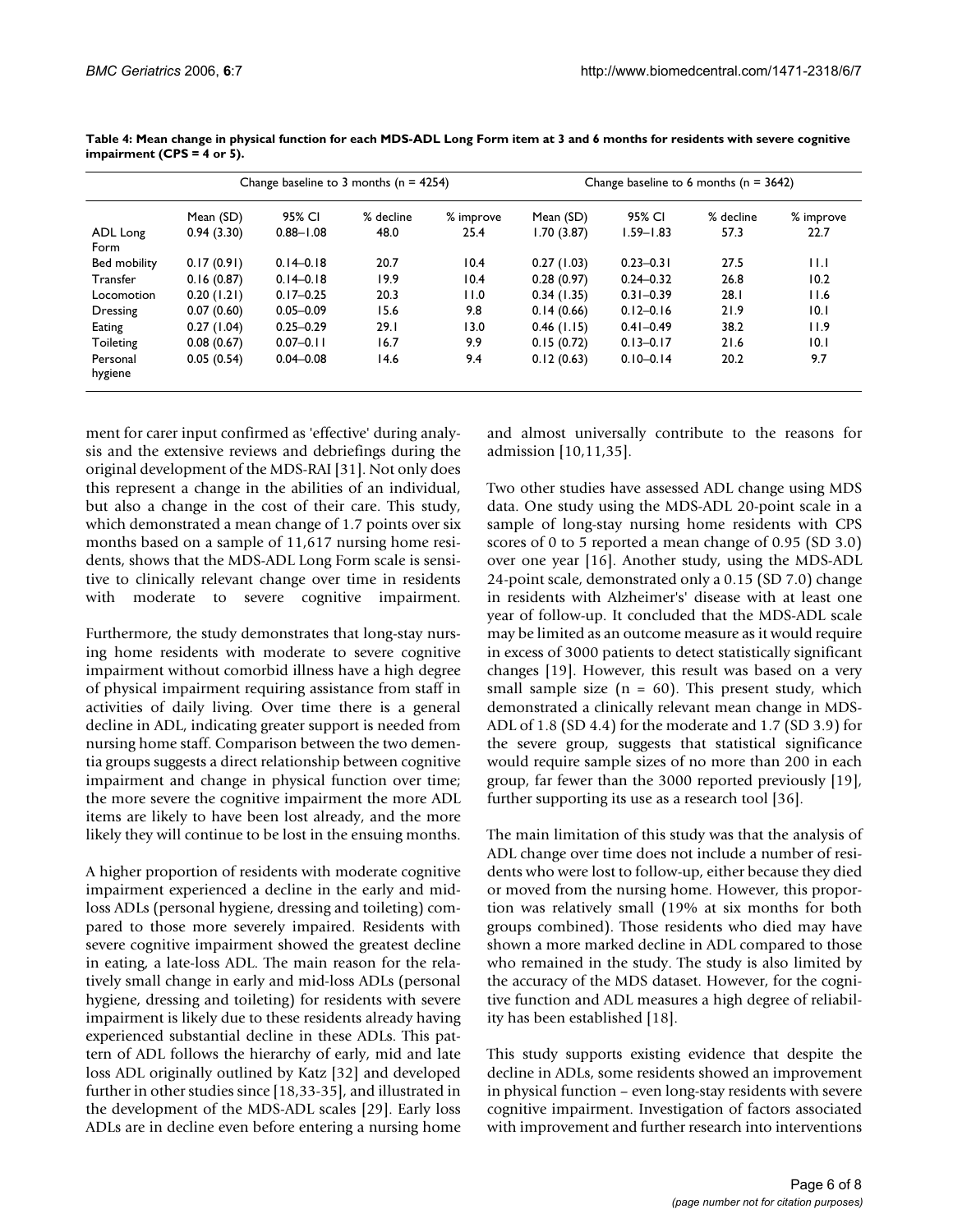**Table 4: Mean change in physical function for each MDS-ADL Long Form item at 3 and 6 months for residents with severe cognitive impairment (CPS = 4 or 5).**

| | Change baseline to 3 months (n = 4254) | | | | Change baseline to 6 months (n = 3642) | | | |
|---|---|---|---|---|---|---|---|---|
| | Mean (SD) | 95% CI | % decline | % improve | Mean (SD) | 95% CI | % decline | % improve |
| ADL Long Form | 0.94 (3.30) | 0.88–1.08 | 48.0 | 25.4 | 1.70 (3.87) | 1.59–1.83 | 57.3 | 22.7 |
| Bed mobility | 0.17 (0.91) | 0.14–0.18 | 20.7 | 10.4 | 0.27 (1.03) | 0.23–0.31 | 27.5 | 11.1 |
| Transfer | 0.16 (0.87) | 0.14–0.18 | 19.9 | 10.4 | 0.28 (0.97) | 0.24–0.32 | 26.8 | 10.2 |
| Locomotion | 0.20 (1.21) | 0.17–0.25 | 20.3 | 11.0 | 0.34 (1.35) | 0.31–0.39 | 28.1 | 11.6 |
| Dressing | 0.07 (0.60) | 0.05–0.09 | 15.6 | 9.8 | 0.14 (0.66) | 0.12–0.16 | 21.9 | 10.1 |
| Eating | 0.27 (1.04) | 0.25–0.29 | 29.1 | 13.0 | 0.46 (1.15) | 0.41–0.49 | 38.2 | 11.9 |
| Toileting | 0.08 (0.67) | 0.07–0.11 | 16.7 | 9.9 | 0.15 (0.72) | 0.13–0.17 | 21.6 | 10.1 |
| Personal hygiene | 0.05 (0.54) | 0.04–0.08 | 14.6 | 9.4 | 0.12 (0.63) | 0.10–0.14 | 20.2 | 9.7 |

ment for carer input confirmed as 'effective' during analysis and the extensive reviews and debriefings during the original development of the MDS-RAI [31]. Not only does this represent a change in the abilities of an individual, but also a change in the cost of their care. This study, which demonstrated a mean change of 1.7 points over six months based on a sample of 11,617 nursing home residents, shows that the MDS-ADL Long Form scale is sensitive to clinically relevant change over time in residents with moderate to severe cognitive impairment.

Furthermore, the study demonstrates that long-stay nursing home residents with moderate to severe cognitive impairment without comorbid illness have a high degree of physical impairment requiring assistance from staff in activities of daily living. Over time there is a general decline in ADL, indicating greater support is needed from nursing home staff. Comparison between the two dementia groups suggests a direct relationship between cognitive impairment and change in physical function over time; the more severe the cognitive impairment the more ADL items are likely to have been lost already, and the more likely they will continue to be lost in the ensuing months.

A higher proportion of residents with moderate cognitive impairment experienced a decline in the early and mid-loss ADLs (personal hygiene, dressing and toileting) compared to those more severely impaired. Residents with severe cognitive impairment showed the greatest decline in eating, a late-loss ADL. The main reason for the relatively small change in early and mid-loss ADLs (personal hygiene, dressing and toileting) for residents with severe impairment is likely due to these residents already having experienced substantial decline in these ADLs. This pattern of ADL follows the hierarchy of early, mid and late loss ADL originally outlined by Katz [32] and developed further in other studies since [18,33-35], and illustrated in the development of the MDS-ADL scales [29]. Early loss ADLs are in decline even before entering a nursing home and almost universally contribute to the reasons for admission [10,11,35].

Two other studies have assessed ADL change using MDS data. One study using the MDS-ADL 20-point scale in a sample of long-stay nursing home residents with CPS scores of 0 to 5 reported a mean change of 0.95 (SD 3.0) over one year [16]. Another study, using the MDS-ADL 24-point scale, demonstrated only a 0.15 (SD 7.0) change in residents with Alzheimer's' disease with at least one year of follow-up. It concluded that the MDS-ADL scale may be limited as an outcome measure as it would require in excess of 3000 patients to detect statistically significant changes [19]. However, this result was based on a very small sample size (n = 60). This present study, which demonstrated a clinically relevant mean change in MDS-ADL of 1.8 (SD 4.4) for the moderate and 1.7 (SD 3.9) for the severe group, suggests that statistical significance would require sample sizes of no more than 200 in each group, far fewer than the 3000 reported previously [19], further supporting its use as a research tool [36].

The main limitation of this study was that the analysis of ADL change over time does not include a number of residents who were lost to follow-up, either because they died or moved from the nursing home. However, this proportion was relatively small (19% at six months for both groups combined). Those residents who died may have shown a more marked decline in ADL compared to those who remained in the study. The study is also limited by the accuracy of the MDS dataset. However, for the cognitive function and ADL measures a high degree of reliability has been established [18].

This study supports existing evidence that despite the decline in ADLs, some residents showed an improvement in physical function – even long-stay residents with severe cognitive impairment. Investigation of factors associated with improvement and further research into interventions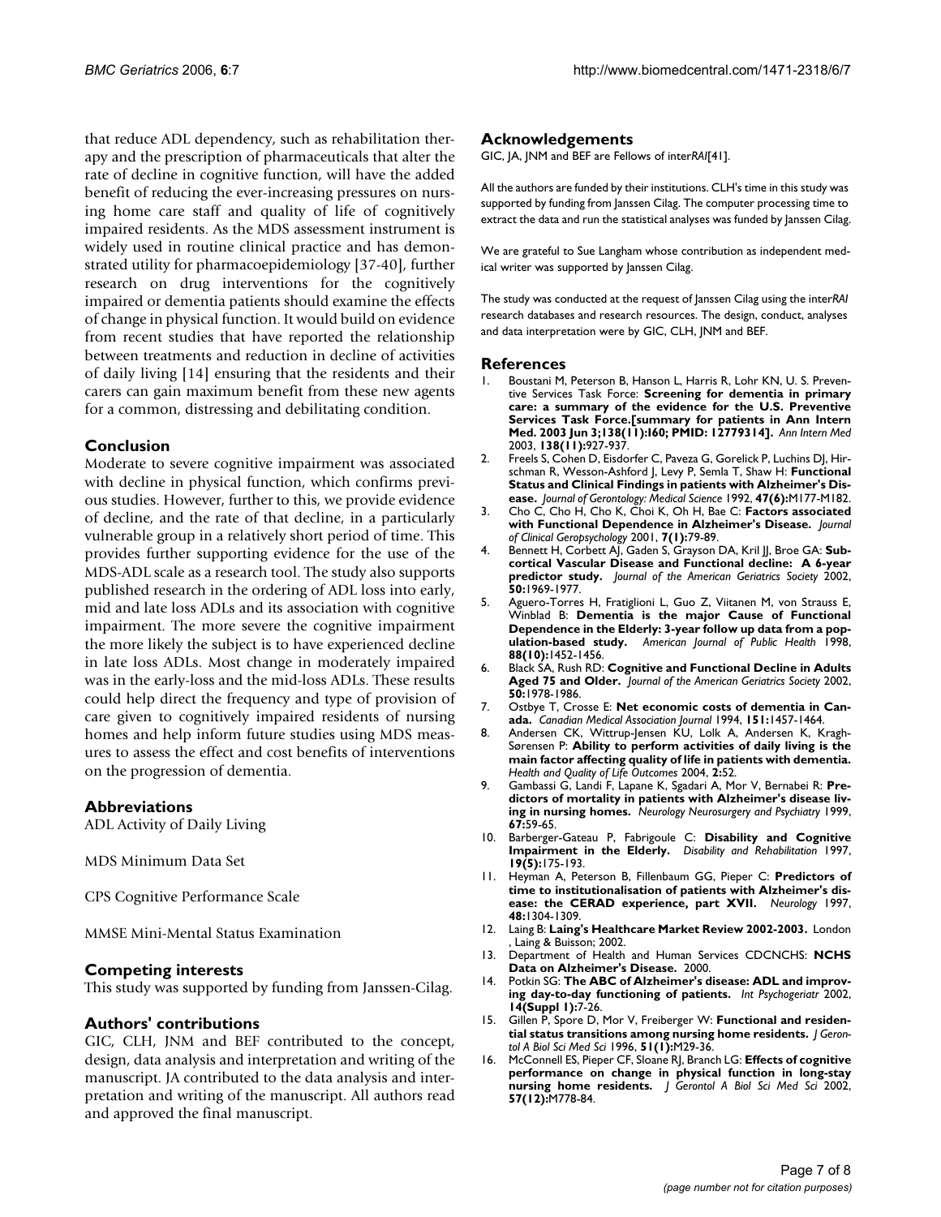that reduce ADL dependency, such as rehabilitation therapy and the prescription of pharmaceuticals that alter the rate of decline in cognitive function, will have the added benefit of reducing the ever-increasing pressures on nursing home care staff and quality of life of cognitively impaired residents. As the MDS assessment instrument is widely used in routine clinical practice and has demonstrated utility for pharmacoepidemiology [37-40], further research on drug interventions for the cognitively impaired or dementia patients should examine the effects of change in physical function. It would build on evidence from recent studies that have reported the relationship between treatments and reduction in decline of activities of daily living [14] ensuring that the residents and their carers can gain maximum benefit from these new agents for a common, distressing and debilitating condition.

## Conclusion

Moderate to severe cognitive impairment was associated with decline in physical function, which confirms previous studies. However, further to this, we provide evidence of decline, and the rate of that decline, in a particularly vulnerable group in a relatively short period of time. This provides further supporting evidence for the use of the MDS-ADL scale as a research tool. The study also supports published research in the ordering of ADL loss into early, mid and late loss ADLs and its association with cognitive impairment. The more severe the cognitive impairment the more likely the subject is to have experienced decline in late loss ADLs. Most change in moderately impaired was in the early-loss and the mid-loss ADLs. These results could help direct the frequency and type of provision of care given to cognitively impaired residents of nursing homes and help inform future studies using MDS measures to assess the effect and cost benefits of interventions on the progression of dementia.

## Abbreviations

ADL Activity of Daily Living

MDS Minimum Data Set

CPS Cognitive Performance Scale

MMSE Mini-Mental Status Examination

## Competing interests

This study was supported by funding from Janssen-Cilag.

## Authors' contributions

GIC, CLH, JNM and BEF contributed to the concept, design, data analysis and interpretation and writing of the manuscript. JA contributed to the data analysis and interpretation and writing of the manuscript. All authors read and approved the final manuscript.

## Acknowledgements

GIC, JA, JNM and BEF are Fellows of inter*RAI*[41].

All the authors are funded by their institutions. CLH's time in this study was supported by funding from Janssen Cilag. The computer processing time to extract the data and run the statistical analyses was funded by Janssen Cilag.

We are grateful to Sue Langham whose contribution as independent medical writer was supported by Janssen Cilag.

The study was conducted at the request of Janssen Cilag using the inter*RAI* research databases and research resources. The design, conduct, analyses and data interpretation were by GIC, CLH, JNM and BEF.

## References

1. Boustani M, Peterson B, Hanson L, Harris R, Lohr KN, U. S. Preventive Services Task Force: **Screening for dementia in primary care: a summary of the evidence for the U.S. Preventive Services Task Force.[summary for patients in Ann Intern Med. 2003 Jun 3;138(11):I60; PMID: 12779314].** *Ann Intern Med* 2003, **138(11):**927-937.
2. Freels S, Cohen D, Eisdorfer C, Paveza G, Gorelick P, Luchins DJ, Hirschman R, Wesson-Ashford J, Levy P, Semla T, Shaw H: **Functional Status and Clinical Findings in patients with Alzheimer's Disease.** *Journal of Gerontology: Medical Science* 1992, **47(6):**M177-M182.
3. Cho C, Cho H, Cho K, Choi K, Oh H, Bae C: **Factors associated with Functional Dependence in Alzheimer's Disease.** *Journal of Clinical Geropsychology* 2001, **7(1):**79-89.
4. Bennett H, Corbett AJ, Gaden S, Grayson DA, Kril JJ, Broe GA: **Subcortical Vascular Disease and Functional decline: A 6-year predictor study.** *Journal of the American Geriatrics Society* 2002, **50:**1969-1977.
5. Aguero-Torres H, Fratiglioni L, Guo Z, Viitanen M, von Strauss E, Winblad B: **Dementia is the major Cause of Functional Dependence in the Elderly: 3-year follow up data from a population-based study.** *American Journal of Public Health* 1998, **88(10):**1452-1456.
6. Black SA, Rush RD: **Cognitive and Functional Decline in Adults Aged 75 and Older.** *Journal of the American Geriatrics Society* 2002, **50:**1978-1986.
7. Ostbye T, Crosse E: **Net economic costs of dementia in Canada.** *Canadian Medical Association Journal* 1994, **151:**1457-1464.
8. Andersen CK, Wittrup-Jensen KU, Lolk A, Andersen K, Kragh-Sørensen P: **Ability to perform activities of daily living is the main factor affecting quality of life in patients with dementia.** *Health and Quality of Life Outcomes* 2004, **2:**52.
9. Gambassi G, Landi F, Lapane K, Sgadari A, Mor V, Bernabei R: **Predictors of mortality in patients with Alzheimer's disease living in nursing homes.** *Neurology Neurosurgery and Psychiatry* 1999, **67:**59-65.
10. Barberger-Gateau P, Fabrigoule C: **Disability and Cognitive Impairment in the Elderly.** *Disability and Rehabilitation* 1997, **19(5):**175-193.
11. Heyman A, Peterson B, Fillenbaum GG, Pieper C: **Predictors of time to institutionalisation of patients with Alzheimer's disease: the CERAD experience, part XVII.** *Neurology* 1997, **48:**1304-1309.
12. Laing B: **Laing's Healthcare Market Review 2002-2003.** London , Laing & Buisson; 2002.
13. Department of Health and Human Services CDCNCHS: **NCHS Data on Alzheimer's Disease.** 2000.
14. Potkin SG: **The ABC of Alzheimer's disease: ADL and improving day-to-day functioning of patients.** *Int Psychogeriatr* 2002, **14(Suppl 1):**7-26.
15. Gillen P, Spore D, Mor V, Freiberger W: **Functional and residential status transitions among nursing home residents.** *J Gerontol A Biol Sci Med Sci* 1996, **51(1):**M29-36.
16. McConnell ES, Pieper CF, Sloane RJ, Branch LG: **Effects of cognitive performance on change in physical function in long-stay nursing home residents.** *J Gerontol A Biol Sci Med Sci* 2002, **57(12):**M778-84.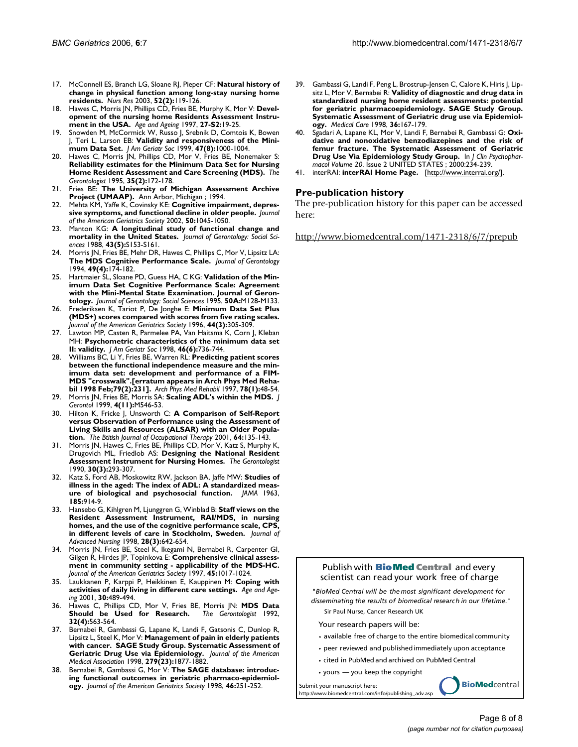17. McConnell ES, Branch LG, Sloane RJ, Pieper CF: **Natural history of change in physical function among long-stay nursing home residents.** *Nurs Res* 2003, **52(2):**119-126.
18. Hawes C, Morris JN, Phillips CD, Fries BE, Murphy K, Mor V: **Development of the nursing home Residents Assessment Instrument in the USA.** *Age and Ageing* 1997, **27-S2:**19-25.
19. Snowden M, McCormick W, Russo J, Srebnik D, Comtois K, Bowen J, Teri L, Larson EB: **Validity and responsiveness of the Minimum Data Set.** *J Am Geriatr Soc* 1999, **47(8):**1000-1004.
20. Hawes C, Morris JN, Phillips CD, Mor V, Fries BE, Nonemaker S: **Reliability estimates for the Minimum Data Set for Nursing Home Resident Assessment and Care Screening (MDS).** *The Gerontologist* 1995, **35(2):**172-178.
21. Fries BE: **The University of Michigan Assessment Archive Project (UMAAP).** Ann Arbor, Michigan ; 1994.
22. Mehta KM, Yaffe K, Covinsky KE: **Cognitive impairment, depressive symptoms, and functional decline in older people.** *Journal of the American Geriatrics Society* 2002, **50:**1045-1050.
23. Manton KG: **A longitudinal study of functional change and mortality in the United States.** *Journal of Gerontology: Social Sciences* 1988, **43(5):**S153-S161.
24. Morris JN, Fries BE, Mehr DR, Hawes C, Phillips C, Mor V, Lipsitz LA: **The MDS Cognitive Performance Scale.** *Journal of Gerontology* 1994, **49(4):**174-182.
25. Hartmaier SL, Sloane PD, Guess HA, C KG: **Validation of the Minimum Data Set Cognitive Performance Scale: Agreement with the Mini-Mental State Examination. Journal of Gerontology.** *Journal of Gerontology: Social Sciences* 1995, **50A:**M128-M133.
26. Frederiksen K, Tariot P, De Jonghe E: **Minimum Data Set Plus (MDS+) scores compared with scores from five rating scales.** *Journal of the American Geriatrics Society* 1996, **44(3):**305-309.
27. Lawton MP, Casten R, Parmelee PA, Van Haitsma K, Corn J, Kleban MH: **Psychometric characteristics of the minimum data set II: validity.** *J Am Geriatr Soc* 1998, **46(6):**736-744.
28. Williams BC, Li Y, Fries BE, Warren RL: **Predicting patient scores between the functional independence measure and the minimum data set: development and performance of a FIM-MDS "crosswalk".[erratum appears in Arch Phys Med Rehabil 1998 Feb;79(2):231].** *Arch Phys Med Rehabil* 1997, **78(1):**48-54.
29. Morris JN, Fries BE, Morris SA: **Scaling ADL's within the MDS.** *J Gerontol* 1999, **4(11):**M546-53.
30. Hilton K, Fricke J, Unsworth C: **A Comparison of Self-Report versus Observation of Performance using the Assessment of Living Skills and Resources (ALSAR) with an Older Population.** *The Btitish Journal of Occupational Therapy* 2001, **64:**135-143.
31. Morris JN, Hawes C, Fries BE, Phillips CD, Mor V, Katz S, Murphy K, Drugovich ML, Friedlob AS: **Designing the National Resident Assessment Instrument for Nursing Homes.** *The Gerontologist* 1990, **30(3):**293-307.
32. Katz S, Ford AB, Moskowitz RW, Jackson BA, Jaffe MW: **Studies of illness in the aged: The index of ADL: A standardized measure of biological and psychosocial function.** *JAMA* 1963, **185:**914-9.
33. Hansebo G, Kihlgren M, Ljunggren G, Winblad B: **Staff views on the Resident Assessment Instrument, RAI/MDS, in nursing homes, and the use of the cognitive performance scale, CPS, in different levels of care in Stockholm, Sweden.** *Journal of Advanced Nursing* 1998, **28(3):**642-654.
34. Morris JN, Fries BE, Steel K, Ikegami N, Bernabei R, Carpenter GI, Gilgen R, Hirdes JP, Topinkova E: **Comprehensive clinical assessment in community setting - applicability of the MDS-HC.** *Journal of the American Geriatrics Society* 1997, **45:**1017-1024.
35. Laukkanen P, Karppi P, Heikkinen E, Kauppinen M: **Coping with activities of daily living in different care settings.** *Age and Ageing* 2001, **30:**489-494.
36. Hawes C, Phillips CD, Mor V, Fries BE, Morris JN: **MDS Data Should be Used for Research.** *The Gerontologist* 1992, **32(4):**563-564.
37. Bernabei R, Gambassi G, Lapane K, Landi F, Gatsonis C, Dunlop R, Lipsitz L, Steel K, Mor V: **Management of pain in elderly patients with cancer. SAGE Study Group. Systematic Assessment of Geriatric Drug Use via Epidemiology.** *Journal of the American Medical Association* 1998, **279(23):**1877-1882.
38. Bernabei R, Gambassi G, Mor V: **The SAGE database: introducing functional outcomes in geriatric pharmaco-epidemiology.** *Journal of the American Geriatrics Society* 1998, **46:**251-252.
39. Gambassi G, Landi F, Peng L, Brostrup-Jensen C, Calore K, Hiris J, Lipsitz L, Mor V, Bernabei R: **Validity of diagnostic and drug data in standardized nursing home resident assessments: potential for geriatric pharmacoepidemiology. SAGE Study Group. Systematic Assessment of Geriatric drug use via Epidemiology.** *Medical Care* 1998, **36:**167-179.
40. Sgadari A, Lapane KL, Mor V, Landi F, Bernabei R, Gambassi G: **Oxidative and nonoxidative benzodiazepines and the risk of femur fracture. The Systematic Assessment of Geriatric Drug Use Via Epidemiology Study Group.** In *J Clin Psychopharmacol Volume 20*. Issue 2 UNITED STATES ; 2000:234-239.
41. interRAI: **interRAI Home Page.** [http://www.interrai.org/].

## Pre-publication history

The pre-publication history for this paper can be accessed here:

http://www.biomedcentral.com/1471-2318/6/7/prepub

Publish with **BioMed Central** and every scientist can read your work free of charge

*"BioMed Central will be the most significant development for disseminating the results of biomedical research in our lifetime."*

Sir Paul Nurse, Cancer Research UK

Your research papers will be:

- available free of charge to the entire biomedical community
- peer reviewed and published immediately upon acceptance
- cited in PubMed and archived on PubMed Central
- yours — you keep the copyright

Submit your manuscript here:
http://www.biomedcentral.com/info/publishing_adv.asp

BioMedcentral